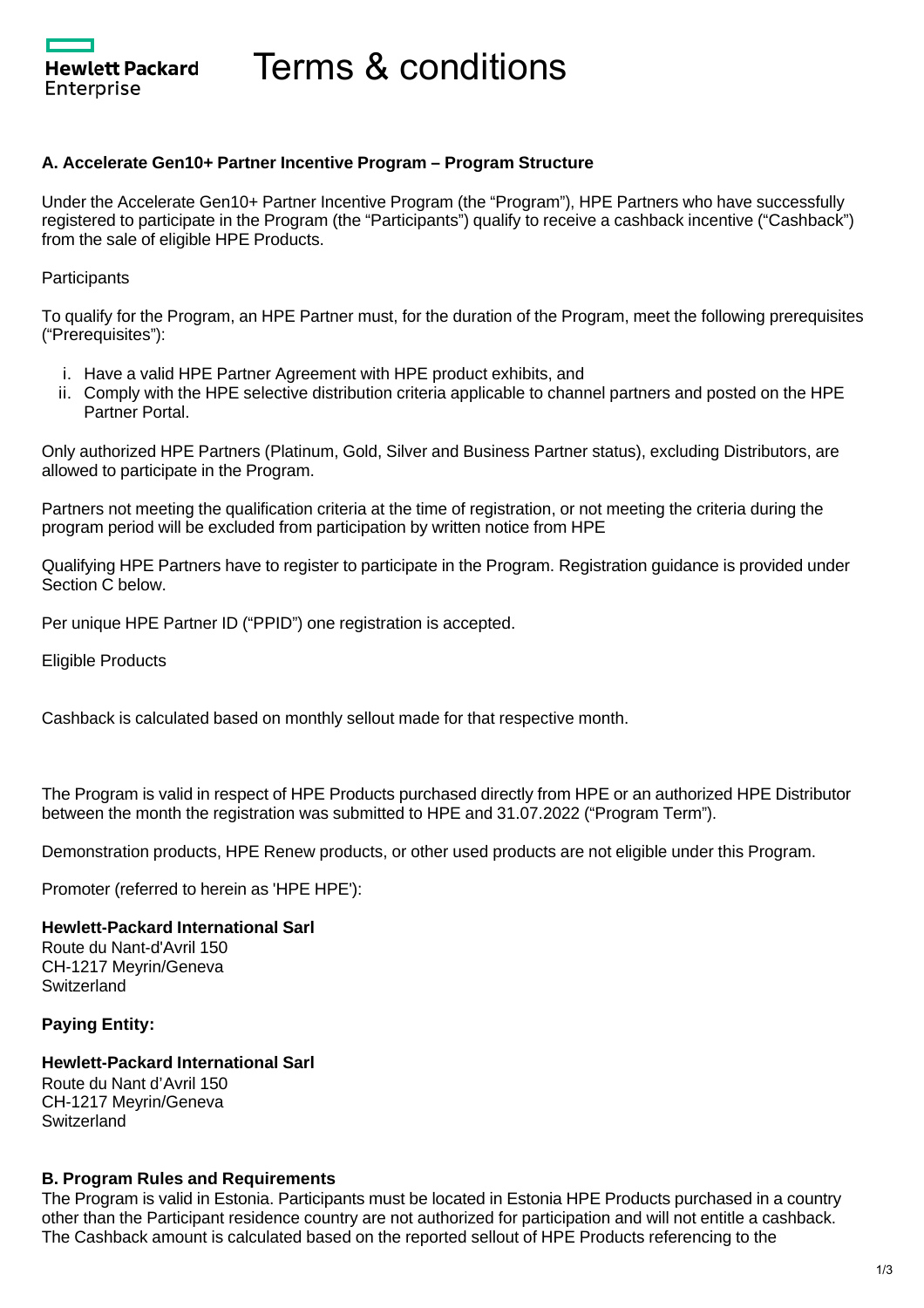# Terms & conditions

### A. Accelerate Gen10+ Partner Incentive Program – Program Structure

Under the Accelerate Gen10+ Partner Incentive Program (the "Program"), HPE Partners who have successfully registered to participate in the Program (the "Participants") qualify to receive a cashback incentive ("Cashback") from the sale of eligible HPE Products.

Participants

To qualify for the Program, an HPE Partner must, for the duration of the Program, meet the following prerequisites ("Prerequisites"):

i. Have a valid HPE Partner Agreement with HPE product exhibits, and
ii. Comply with the HPE selective distribution criteria applicable to channel partners and posted on the HPE Partner Portal.

Only authorized HPE Partners (Platinum, Gold, Silver and Business Partner status), excluding Distributors, are allowed to participate in the Program.

Partners not meeting the qualification criteria at the time of registration, or not meeting the criteria during the program period will be excluded from participation by written notice from HPE

Qualifying HPE Partners have to register to participate in the Program. Registration guidance is provided under Section C below.

Per unique HPE Partner ID ("PPID") one registration is accepted.

Eligible Products

Cashback is calculated based on monthly sellout made for that respective month.

The Program is valid in respect of HPE Products purchased directly from HPE or an authorized HPE Distributor between the month the registration was submitted to HPE and 31.07.2022 ("Program Term").

Demonstration products, HPE Renew products, or other used products are not eligible under this Program.

Promoter (referred to herein as 'HPE HPE'):

**Hewlett-Packard International Sarl**
Route du Nant-d'Avril 150
CH-1217 Meyrin/Geneva
Switzerland

**Paying Entity:**

**Hewlett-Packard International Sarl**
Route du Nant d'Avril 150
CH-1217 Meyrin/Geneva
Switzerland

### B. Program Rules and Requirements

The Program is valid in Estonia. Participants must be located in Estonia HPE Products purchased in a country other than the Participant residence country are not authorized for participation and will not entitle a cashback. The Cashback amount is calculated based on the reported sellout of HPE Products referencing to the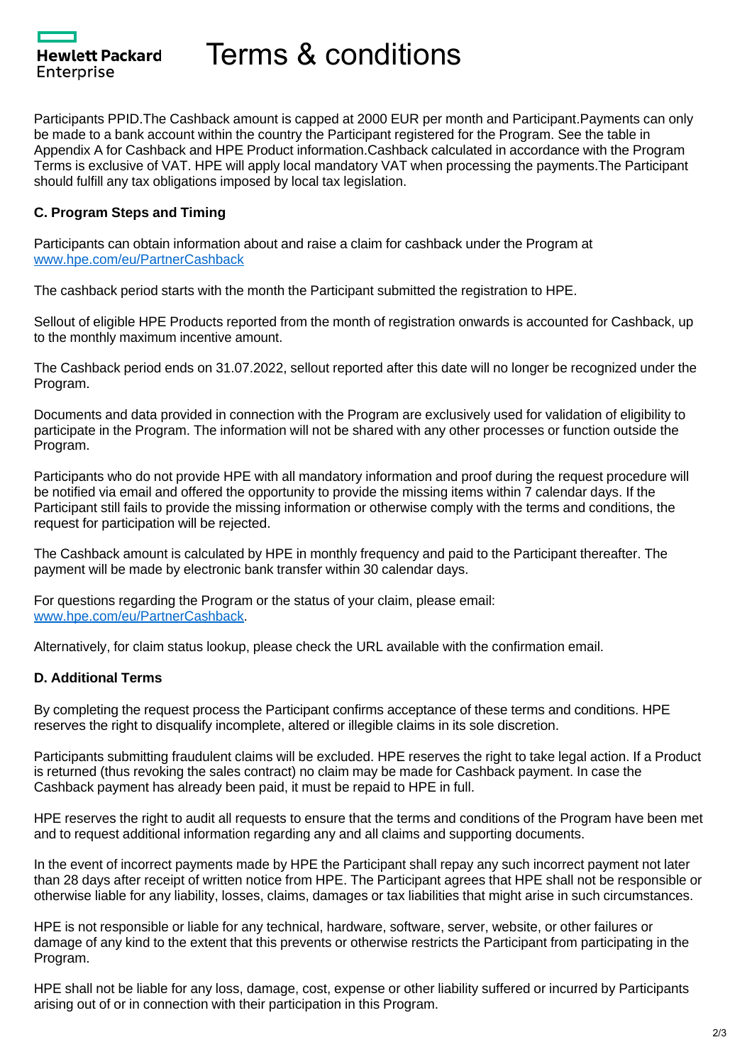Participants PPID.The Cashback amount is capped at 2000 EUR per month and Participant.Payments can only be made to a bank account within the country the Participant registered for the Program. See the table in Appendix A for Cashback and HPE Product information.Cashback calculated in accordance with the Program Terms is exclusive of VAT. HPE will apply local mandatory VAT when processing the payments.The Participant should fulfill any tax obligations imposed by local tax legislation.

**C. Program Steps and Timing**

Participants can obtain information about and raise a claim for cashback under the Program at [www.hpe.com/eu/PartnerCashback](www.hpe.com/eu/PartnerCashback)

The cashback period starts with the month the Participant submitted the registration to HPE.

Sellout of eligible HPE Products reported from the month of registration onwards is accounted for Cashback, up to the monthly maximum incentive amount.

The Cashback period ends on 31.07.2022, sellout reported after this date will no longer be recognized under the Program.

Documents and data provided in connection with the Program are exclusively used for validation of eligibility to participate in the Program. The information will not be shared with any other processes or function outside the Program.

Participants who do not provide HPE with all mandatory information and proof during the request procedure will be notified via email and offered the opportunity to provide the missing items within 7 calendar days. If the Participant still fails to provide the missing information or otherwise comply with the terms and conditions, the request for participation will be rejected.

The Cashback amount is calculated by HPE in monthly frequency and paid to the Participant thereafter. The payment will be made by electronic bank transfer within 30 calendar days.

For questions regarding the Program or the status of your claim, please email: [www.hpe.com/eu/PartnerCashback](www.hpe.com/eu/PartnerCashback).

Alternatively, for claim status lookup, please check the URL available with the confirmation email.

**D. Additional Terms**

By completing the request process the Participant confirms acceptance of these terms and conditions. HPE reserves the right to disqualify incomplete, altered or illegible claims in its sole discretion.

Participants submitting fraudulent claims will be excluded. HPE reserves the right to take legal action. If a Product is returned (thus revoking the sales contract) no claim may be made for Cashback payment. In case the Cashback payment has already been paid, it must be repaid to HPE in full.

HPE reserves the right to audit all requests to ensure that the terms and conditions of the Program have been met and to request additional information regarding any and all claims and supporting documents.

In the event of incorrect payments made by HPE the Participant shall repay any such incorrect payment not later than 28 days after receipt of written notice from HPE. The Participant agrees that HPE shall not be responsible or otherwise liable for any liability, losses, claims, damages or tax liabilities that might arise in such circumstances.

HPE is not responsible or liable for any technical, hardware, software, server, website, or other failures or damage of any kind to the extent that this prevents or otherwise restricts the Participant from participating in the Program.

HPE shall not be liable for any loss, damage, cost, expense or other liability suffered or incurred by Participants arising out of or in connection with their participation in this Program.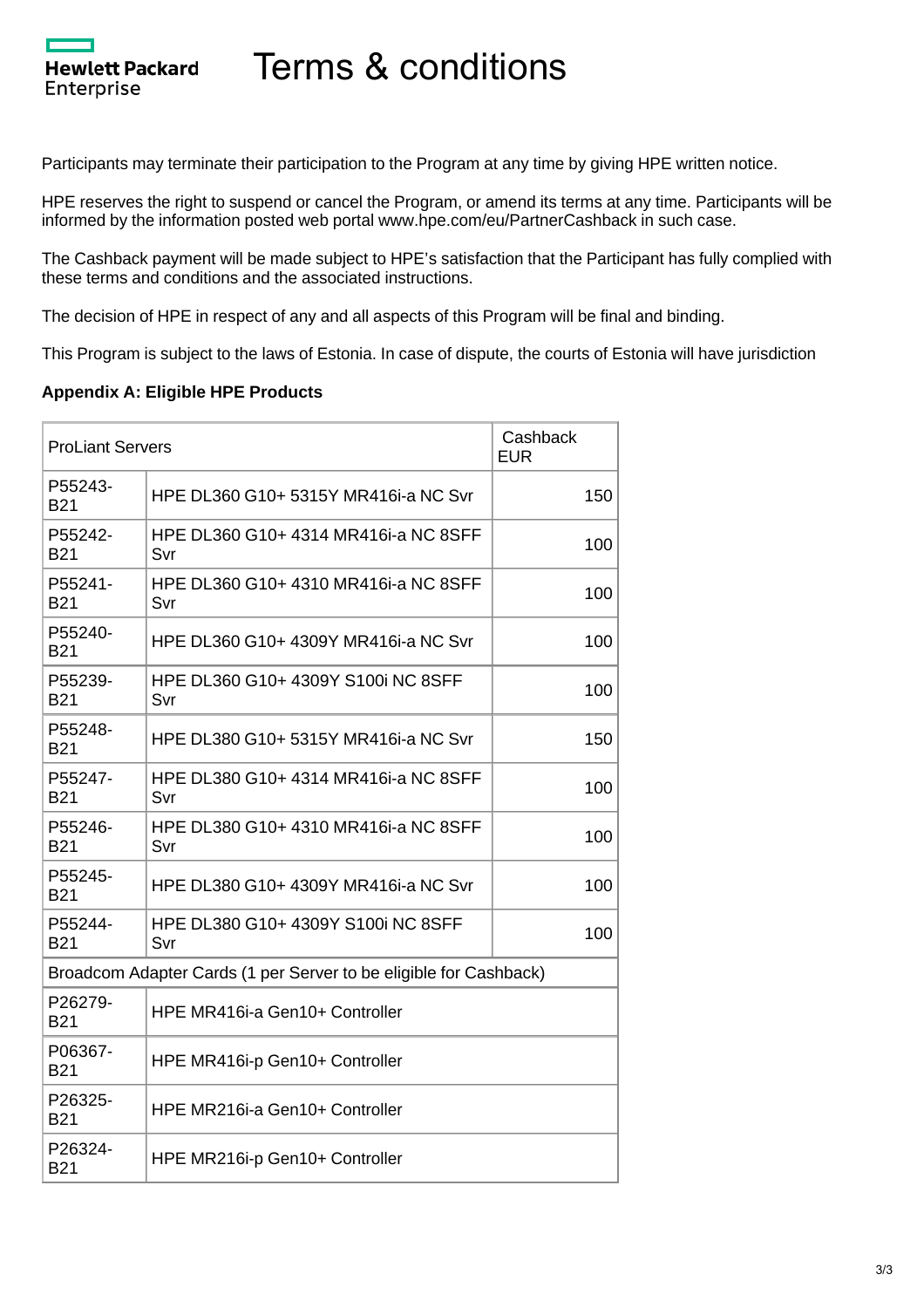# Terms & conditions

Participants may terminate their participation to the Program at any time by giving HPE written notice.

HPE reserves the right to suspend or cancel the Program, or amend its terms at any time. Participants will be informed by the information posted web portal www.hpe.com/eu/PartnerCashback in such case.

The Cashback payment will be made subject to HPE's satisfaction that the Participant has fully complied with these terms and conditions and the associated instructions.

The decision of HPE in respect of any and all aspects of this Program will be final and binding.

This Program is subject to the laws of Estonia. In case of dispute, the courts of Estonia will have jurisdiction

**Appendix A: Eligible HPE Products**

| ProLiant Servers | | Cashback EUR |
|---|---|---|
| P55243-B21 | HPE DL360 G10+ 5315Y MR416i-a NC Svr | 150 |
| P55242-B21 | HPE DL360 G10+ 4314 MR416i-a NC 8SFF Svr | 100 |
| P55241-B21 | HPE DL360 G10+ 4310 MR416i-a NC 8SFF Svr | 100 |
| P55240-B21 | HPE DL360 G10+ 4309Y MR416i-a NC Svr | 100 |
| P55239-B21 | HPE DL360 G10+ 4309Y S100i NC 8SFF Svr | 100 |
| P55248-B21 | HPE DL380 G10+ 5315Y MR416i-a NC Svr | 150 |
| P55247-B21 | HPE DL380 G10+ 4314 MR416i-a NC 8SFF Svr | 100 |
| P55246-B21 | HPE DL380 G10+ 4310 MR416i-a NC 8SFF Svr | 100 |
| P55245-B21 | HPE DL380 G10+ 4309Y MR416i-a NC Svr | 100 |
| P55244-B21 | HPE DL380 G10+ 4309Y S100i NC 8SFF Svr | 100 |
| Broadcom Adapter Cards (1 per Server to be eligible for Cashback) | | |
| P26279-B21 | HPE MR416i-a Gen10+ Controller | |
| P06367-B21 | HPE MR416i-p Gen10+ Controller | |
| P26325-B21 | HPE MR216i-a Gen10+ Controller | |
| P26324-B21 | HPE MR216i-p Gen10+ Controller | |